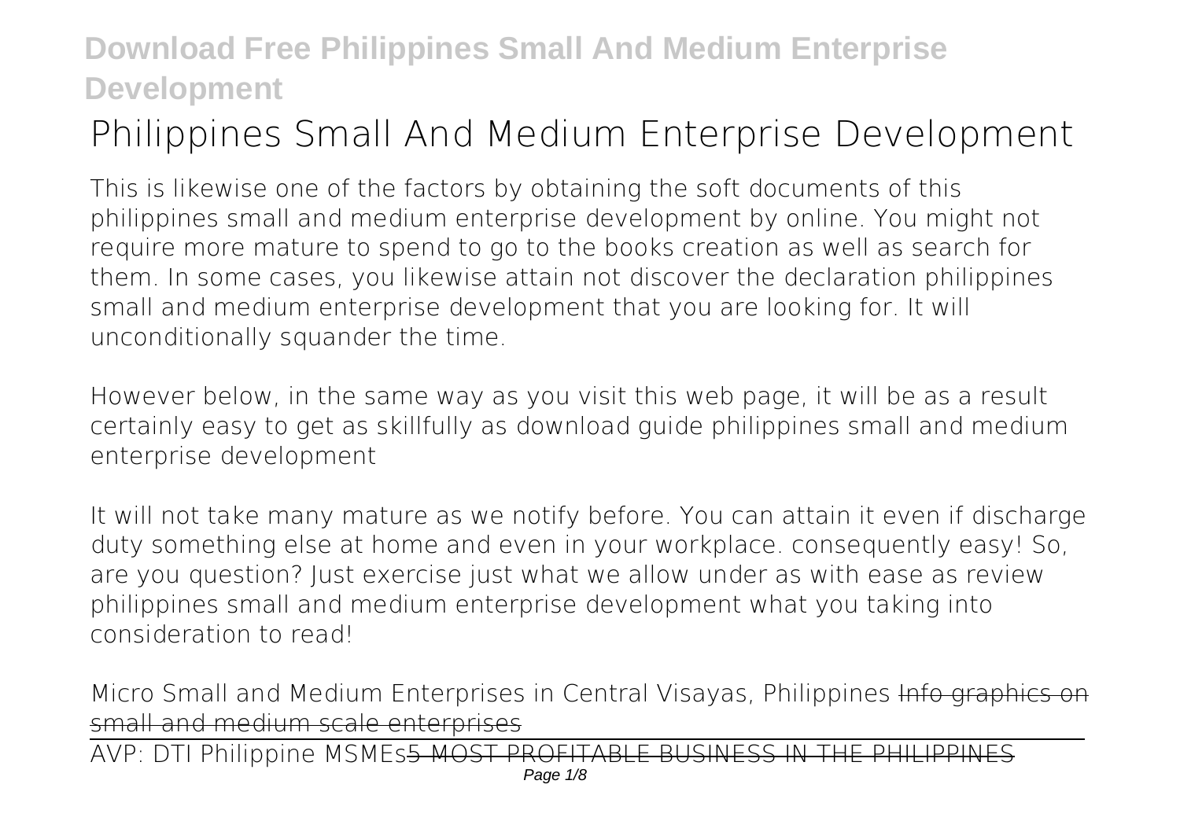# Philippines Small And Medium Enterprise Development

This is likewise one of the factors by obtaining the soft documents of this philippines small and medium enterprise development by online. You might not require more mature to spend to go to the books creation as well as search for them. In some cases, you likewise attain not discover the declaration philippines small and medium enterprise development that you are looking for. It will unconditionally squander the time.

However below, in the same way as you visit this web page, it will be as a result certainly easy to get as skillfully as download guide philippines small and medium enterprise development

It will not take many mature as we notify before. You can attain it even if discharge duty something else at home and even in your workplace. consequently easy! So, are you question? Just exercise just what we allow under as with ease as review **philippines small and medium enterprise development** what you taking into consideration to read!

*Micro Small and Medium Enterprises in Central Visayas, Philippines* ~~Info graphics on small and medium scale enterprises~~

AVP: DTI Philippine MSMEs~~5 MOST PROFITABLE BUSINESS IN THE PHILIPPINES~~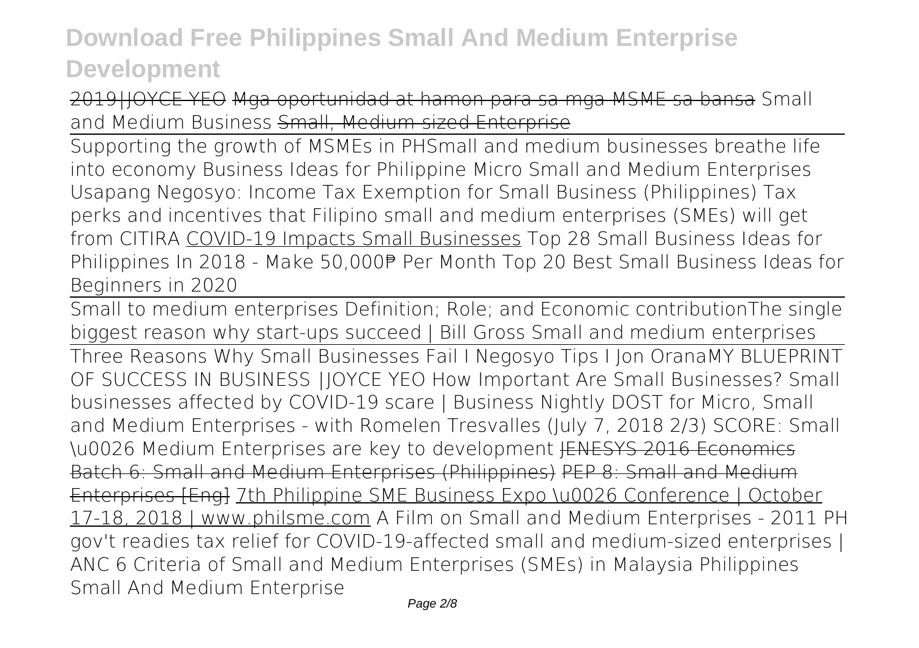# Download Free Philippines Small And Medium Enterprise Development

~~2019|JOYCE YEO~~ ~~Mga oportunidad at hamon para sa mga MSME sa bansa~~ Small and Medium Business ~~Small, Medium-sized Enterprise~~

~~Supporting the growth of MSMEs in PH~~Small and medium businesses breathe life into economy Business Ideas for Philippine Micro Small and Medium Enterprises Usapang Negosyo: Income Tax Exemption for Small Business (Philippines) Tax perks and incentives that Filipino small and medium enterprises (SMEs) will get from CITIRA COVID-19 Impacts Small Businesses Top 28 Small Business Ideas for Philippines In 2018 - Make 50,000₱ Per Month Top 20 Best Small Business Ideas for Beginners in 2020

~~Small to medium enterprises Definition; Role; and Economic contribution~~The single biggest reason why start-ups succeed | Bill Gross Small and medium enterprises

~~Three Reasons Why Small Businesses Fail I Negosyo Tips I Jon Orana~~MY BLUEPRINT OF SUCCESS IN BUSINESS |JOYCE YEO How Important Are Small Businesses? Small businesses affected by COVID-19 scare | Business Nightly DOST for Micro, Small and Medium Enterprises - with Romelen Tresvalles (July 7, 2018 2/3) SCORE: Small \u0026 Medium Enterprises are key to development ~~JENESYS 2016 Economics Batch 6: Small and Medium Enterprises (Philippines)~~ ~~PEP 8: Small and Medium Enterprises [Eng]~~ 7th Philippine SME Business Expo \u0026 Conference | October 17-18, 2018 | www.philsme.com A Film on Small and Medium Enterprises - 2011 PH gov't readies tax relief for COVID-19-affected small and medium-sized enterprises | ANC 6 Criteria of Small and Medium Enterprises (SMEs) in Malaysia Philippines Small And Medium Enterprise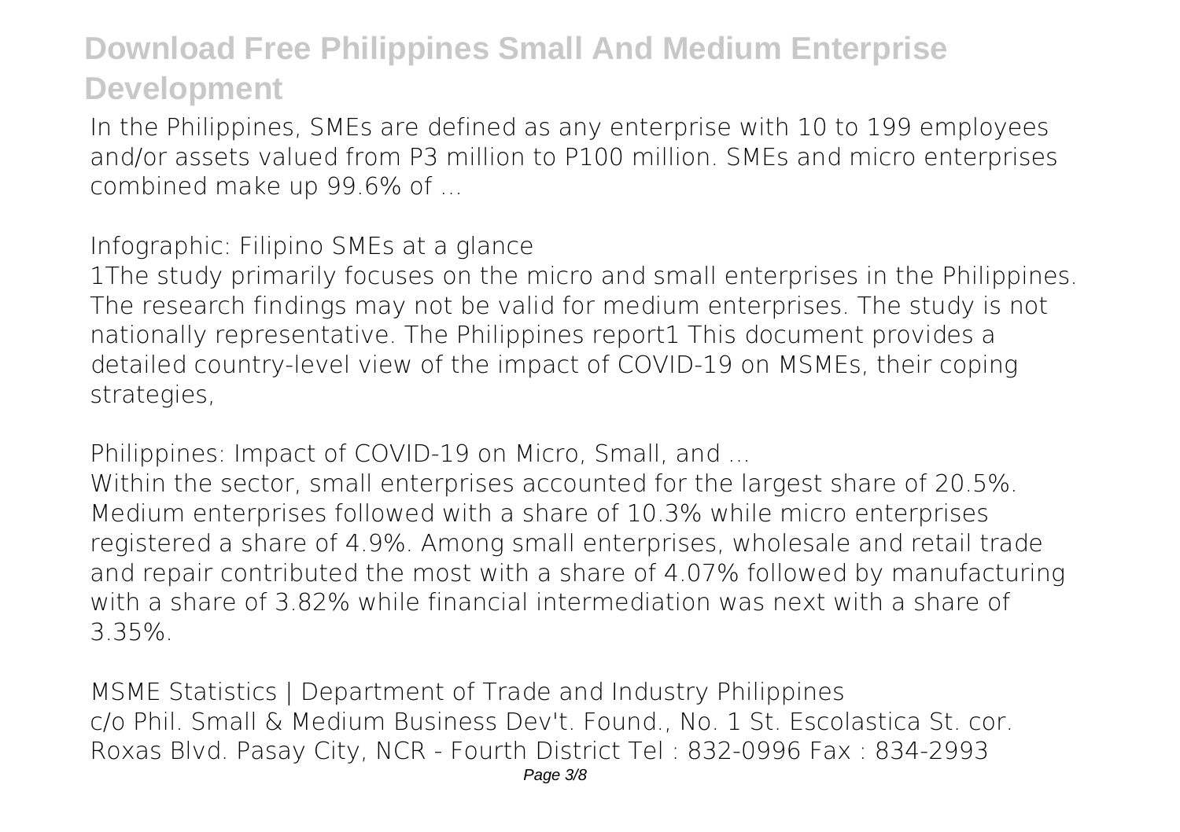# Download Free Philippines Small And Medium Enterprise Development

In the Philippines, SMEs are defined as any enterprise with 10 to 199 employees and/or assets valued from P3 million to P100 million. SMEs and micro enterprises combined make up 99.6% of ...

**Infographic: Filipino SMEs at a glance**

1The study primarily focuses on the micro and small enterprises in the Philippines. The research findings may not be valid for medium enterprises. The study is not nationally representative. The Philippines report1 This document provides a detailed country-level view of the impact of COVID-19 on MSMEs, their coping strategies,

**Philippines: Impact of COVID-19 on Micro, Small, and ...**

Within the sector, small enterprises accounted for the largest share of 20.5%. Medium enterprises followed with a share of 10.3% while micro enterprises registered a share of 4.9%. Among small enterprises, wholesale and retail trade and repair contributed the most with a share of 4.07% followed by manufacturing with a share of 3.82% while financial intermediation was next with a share of 3.35%.

**MSME Statistics | Department of Trade and Industry Philippines**

c/o Phil. Small & Medium Business Dev't. Found., No. 1 St. Escolastica St. cor. Roxas Blvd. Pasay City, NCR - Fourth District Tel : 832-0996 Fax : 834-2993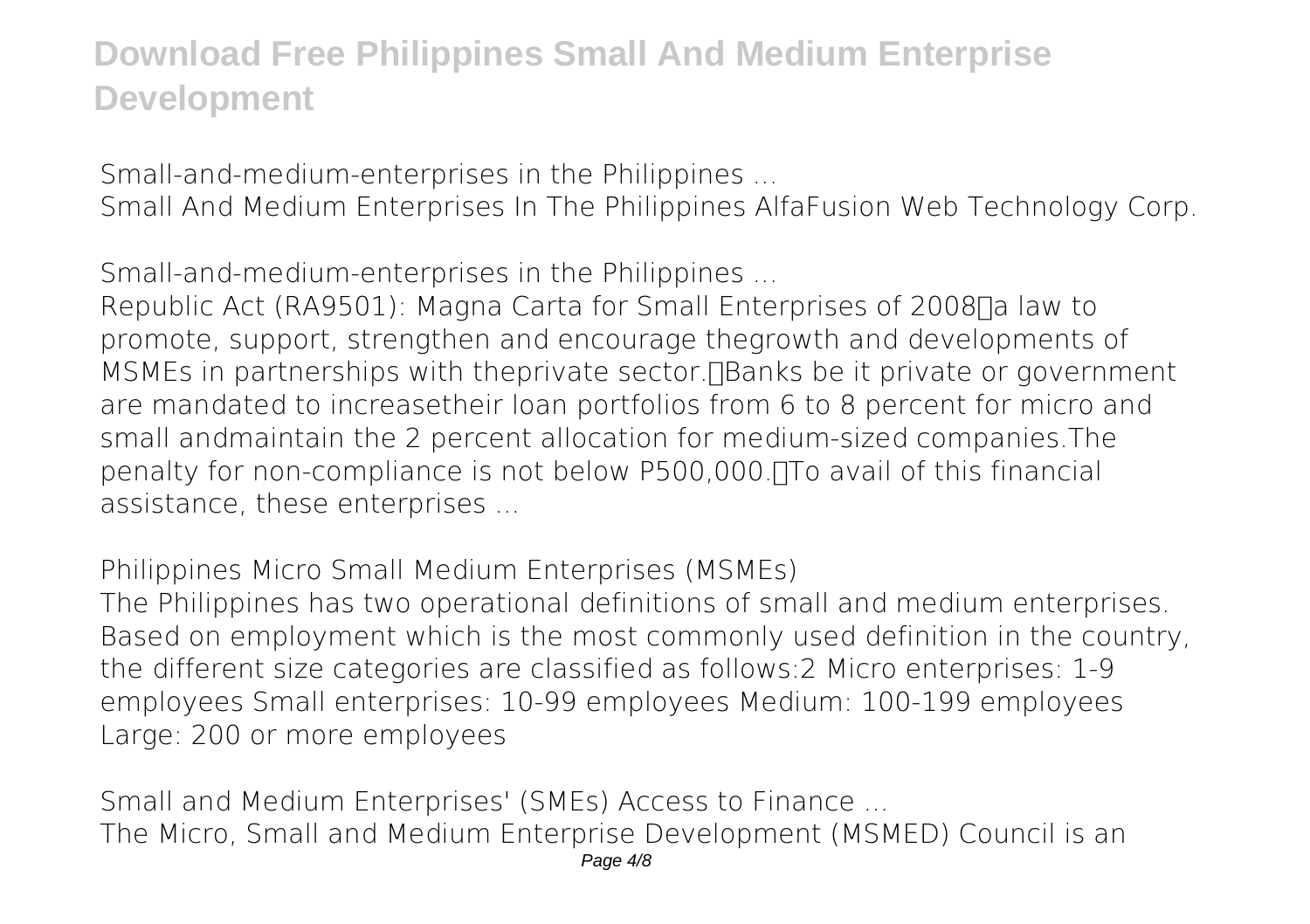*Small-and-medium-enterprises in the Philippines ...*

Small And Medium Enterprises In The Philippines AlfaFusion Web Technology Corp.

*Small-and-medium-enterprises in the Philippines ...*

Republic Act (RA9501): Magna Carta for Small Enterprises of 2008a law to promote, support, strengthen and encourage thegrowth and developments of MSMEs in partnerships with theprivate sector.Banks be it private or government are mandated to increasetheir loan portfolios from 6 to 8 percent for micro and small andmaintain the 2 percent allocation for medium-sized companies.The penalty for non-compliance is not below P500,000.To avail of this financial assistance, these enterprises ...

*Philippines Micro Small Medium Enterprises (MSMEs)*

The Philippines has two operational definitions of small and medium enterprises. Based on employment which is the most commonly used definition in the country, the different size categories are classified as follows:2 Micro enterprises: 1-9 employees Small enterprises: 10-99 employees Medium: 100-199 employees Large: 200 or more employees

*Small and Medium Enterprises' (SMEs) Access to Finance ...*

The Micro, Small and Medium Enterprise Development (MSMED) Council is an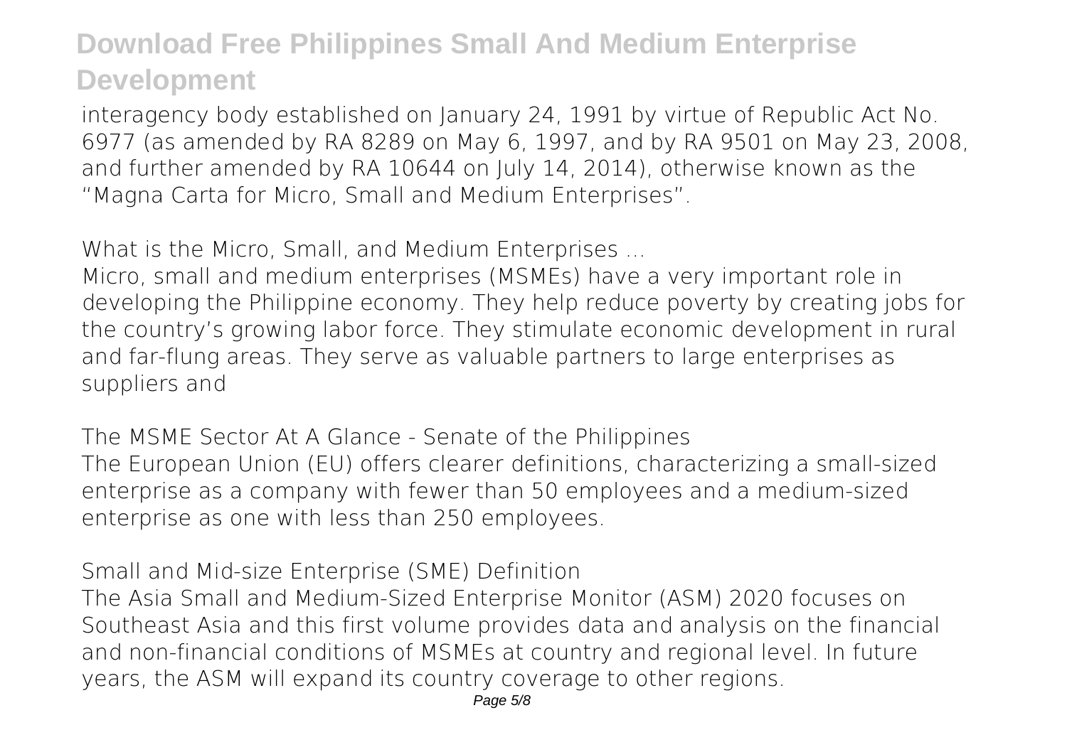interagency body established on January 24, 1991 by virtue of Republic Act No. 6977 (as amended by RA 8289 on May 6, 1997, and by RA 9501 on May 23, 2008, and further amended by RA 10644 on July 14, 2014), otherwise known as the "Magna Carta for Micro, Small and Medium Enterprises".

*What is the Micro, Small, and Medium Enterprises ...*

Micro, small and medium enterprises (MSMEs) have a very important role in developing the Philippine economy. They help reduce poverty by creating jobs for the country's growing labor force. They stimulate economic development in rural and far-flung areas. They serve as valuable partners to large enterprises as suppliers and

*The MSME Sector At A Glance - Senate of the Philippines*

The European Union (EU) offers clearer definitions, characterizing a small-sized enterprise as a company with fewer than 50 employees and a medium-sized enterprise as one with less than 250 employees.

*Small and Mid-size Enterprise (SME) Definition*

The Asia Small and Medium-Sized Enterprise Monitor (ASM) 2020 focuses on Southeast Asia and this first volume provides data and analysis on the financial and non-financial conditions of MSMEs at country and regional level. In future years, the ASM will expand its country coverage to other regions.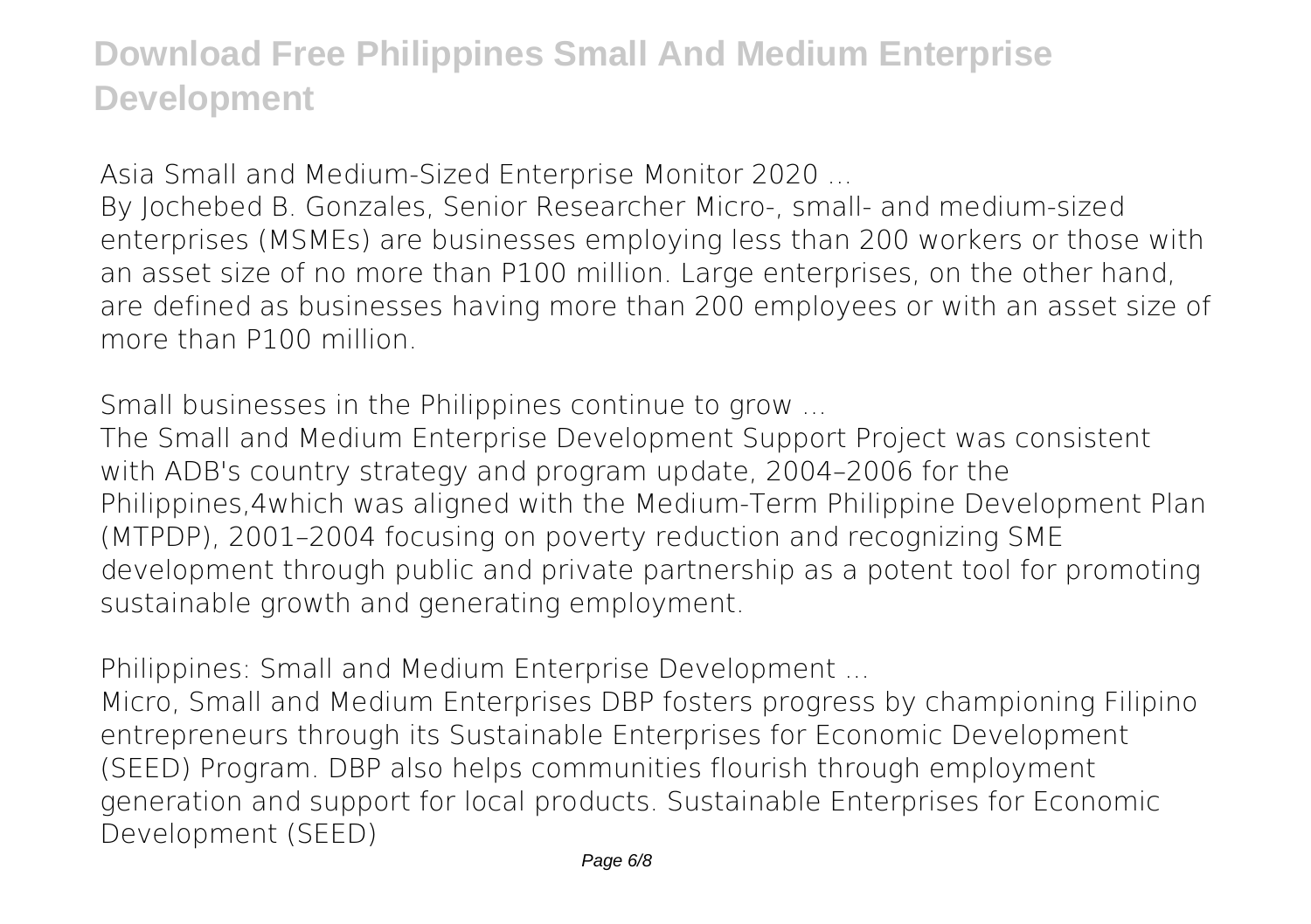**Asia Small and Medium-Sized Enterprise Monitor 2020 ...**

By Jochebed B. Gonzales, Senior Researcher Micro-, small- and medium-sized enterprises (MSMEs) are businesses employing less than 200 workers or those with an asset size of no more than P100 million. Large enterprises, on the other hand, are defined as businesses having more than 200 employees or with an asset size of more than P100 million.

**Small businesses in the Philippines continue to grow ...**

The Small and Medium Enterprise Development Support Project was consistent with ADB's country strategy and program update, 2004–2006 for the Philippines,4which was aligned with the Medium-Term Philippine Development Plan (MTPDP), 2001–2004 focusing on poverty reduction and recognizing SME development through public and private partnership as a potent tool for promoting sustainable growth and generating employment.

**Philippines: Small and Medium Enterprise Development ...**

Micro, Small and Medium Enterprises DBP fosters progress by championing Filipino entrepreneurs through its Sustainable Enterprises for Economic Development (SEED) Program. DBP also helps communities flourish through employment generation and support for local products. Sustainable Enterprises for Economic Development (SEED)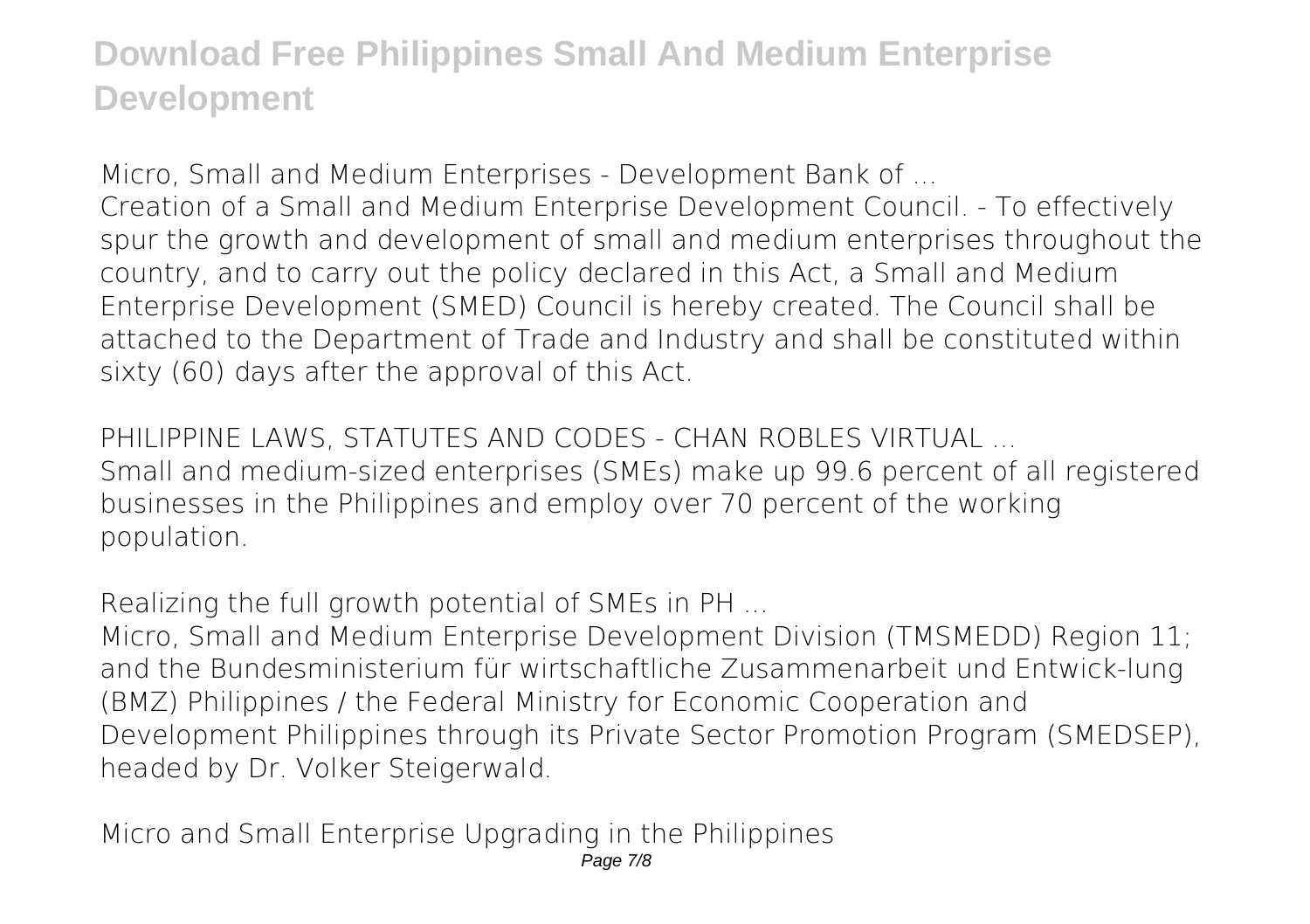**Micro, Small and Medium Enterprises - Development Bank of ...**

Creation of a Small and Medium Enterprise Development Council. - To effectively spur the growth and development of small and medium enterprises throughout the country, and to carry out the policy declared in this Act, a Small and Medium Enterprise Development (SMED) Council is hereby created. The Council shall be attached to the Department of Trade and Industry and shall be constituted within sixty (60) days after the approval of this Act.

**PHILIPPINE LAWS, STATUTES AND CODES - CHAN ROBLES VIRTUAL ...**

Small and medium-sized enterprises (SMEs) make up 99.6 percent of all registered businesses in the Philippines and employ over 70 percent of the working population.

**Realizing the full growth potential of SMEs in PH ...**

Micro, Small and Medium Enterprise Development Division (TMSMEDD) Region 11; and the Bundesministerium für wirtschaftliche Zusammenarbeit und Entwick-lung (BMZ) Philippines / the Federal Ministry for Economic Cooperation and Development Philippines through its Private Sector Promotion Program (SMEDSEP), headed by Dr. Volker Steigerwald.

**Micro and Small Enterprise Upgrading in the Philippines**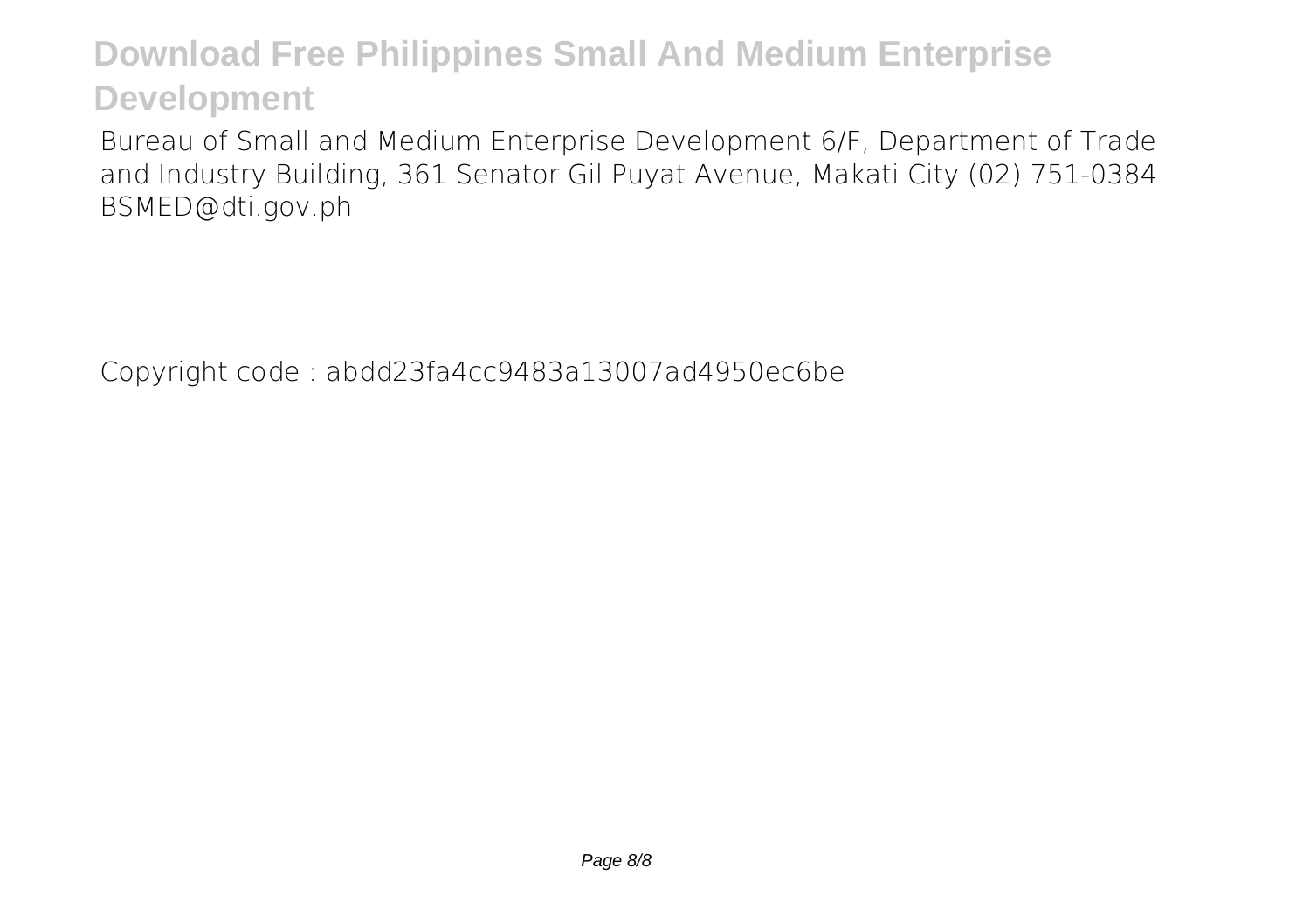Bureau of Small and Medium Enterprise Development 6/F, Department of Trade and Industry Building, 361 Senator Gil Puyat Avenue, Makati City (02) 751-0384 BSMED@dti.gov.ph

Copyright code : abdd23fa4cc9483a13007ad4950ec6be